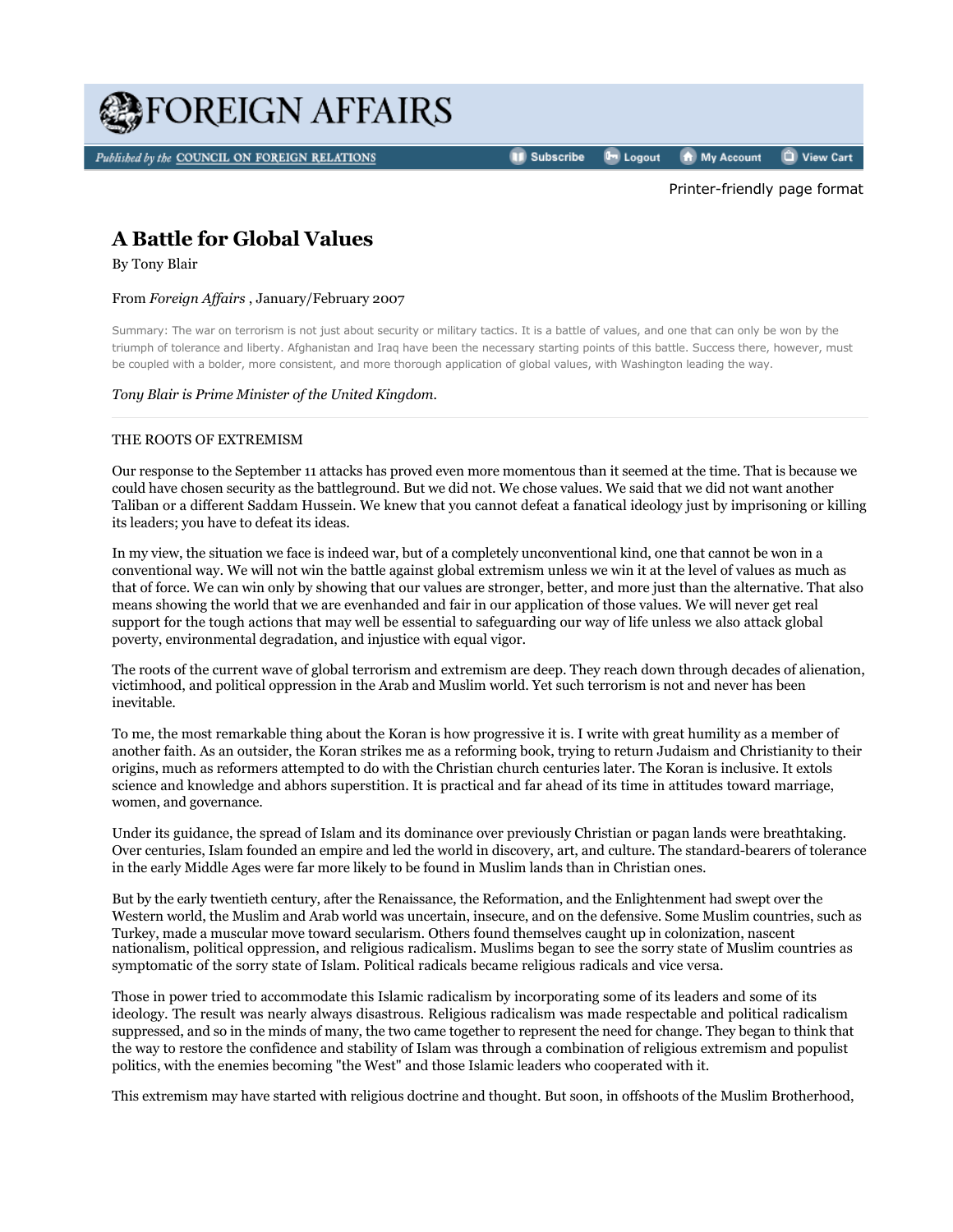# A Battle for Global Values

By Tony Blair

From *Foreign Affairs* , January/February 2007

Summary: The war on terrorism is not just about security or military tactics. It is a battle of values, and one that can only be won by the triumph of tolerance and liberty. Afghanistan and Iraq have been the necessary starting points of this battle. Success there, however, must be coupled with a bolder, more consistent, and more thorough application of global values, with Washington leading the way.

*Tony Blair is Prime Minister of the United Kingdom.*

---

## THE ROOTS OF EXTREMISM

Our response to the September 11 attacks has proved even more momentous than it seemed at the time. That is because we could have chosen security as the battleground. But we did not. We chose values. We said that we did not want another Taliban or a different Saddam Hussein. We knew that you cannot defeat a fanatical ideology just by imprisoning or killing its leaders; you have to defeat its ideas.

In my view, the situation we face is indeed war, but of a completely unconventional kind, one that cannot be won in a conventional way. We will not win the battle against global extremism unless we win it at the level of values as much as that of force. We can win only by showing that our values are stronger, better, and more just than the alternative. That also means showing the world that we are evenhanded and fair in our application of those values. We will never get real support for the tough actions that may well be essential to safeguarding our way of life unless we also attack global poverty, environmental degradation, and injustice with equal vigor.

The roots of the current wave of global terrorism and extremism are deep. They reach down through decades of alienation, victimhood, and political oppression in the Arab and Muslim world. Yet such terrorism is not and never has been inevitable.

To me, the most remarkable thing about the Koran is how progressive it is. I write with great humility as a member of another faith. As an outsider, the Koran strikes me as a reforming book, trying to return Judaism and Christianity to their origins, much as reformers attempted to do with the Christian church centuries later. The Koran is inclusive. It extols science and knowledge and abhors superstition. It is practical and far ahead of its time in attitudes toward marriage, women, and governance.

Under its guidance, the spread of Islam and its dominance over previously Christian or pagan lands were breathtaking. Over centuries, Islam founded an empire and led the world in discovery, art, and culture. The standard-bearers of tolerance in the early Middle Ages were far more likely to be found in Muslim lands than in Christian ones.

But by the early twentieth century, after the Renaissance, the Reformation, and the Enlightenment had swept over the Western world, the Muslim and Arab world was uncertain, insecure, and on the defensive. Some Muslim countries, such as Turkey, made a muscular move toward secularism. Others found themselves caught up in colonization, nascent nationalism, political oppression, and religious radicalism. Muslims began to see the sorry state of Muslim countries as symptomatic of the sorry state of Islam. Political radicals became religious radicals and vice versa.

Those in power tried to accommodate this Islamic radicalism by incorporating some of its leaders and some of its ideology. The result was nearly always disastrous. Religious radicalism was made respectable and political radicalism suppressed, and so in the minds of many, the two came together to represent the need for change. They began to think that the way to restore the confidence and stability of Islam was through a combination of religious extremism and populist politics, with the enemies becoming "the West" and those Islamic leaders who cooperated with it.

This extremism may have started with religious doctrine and thought. But soon, in offshoots of the Muslim Brotherhood,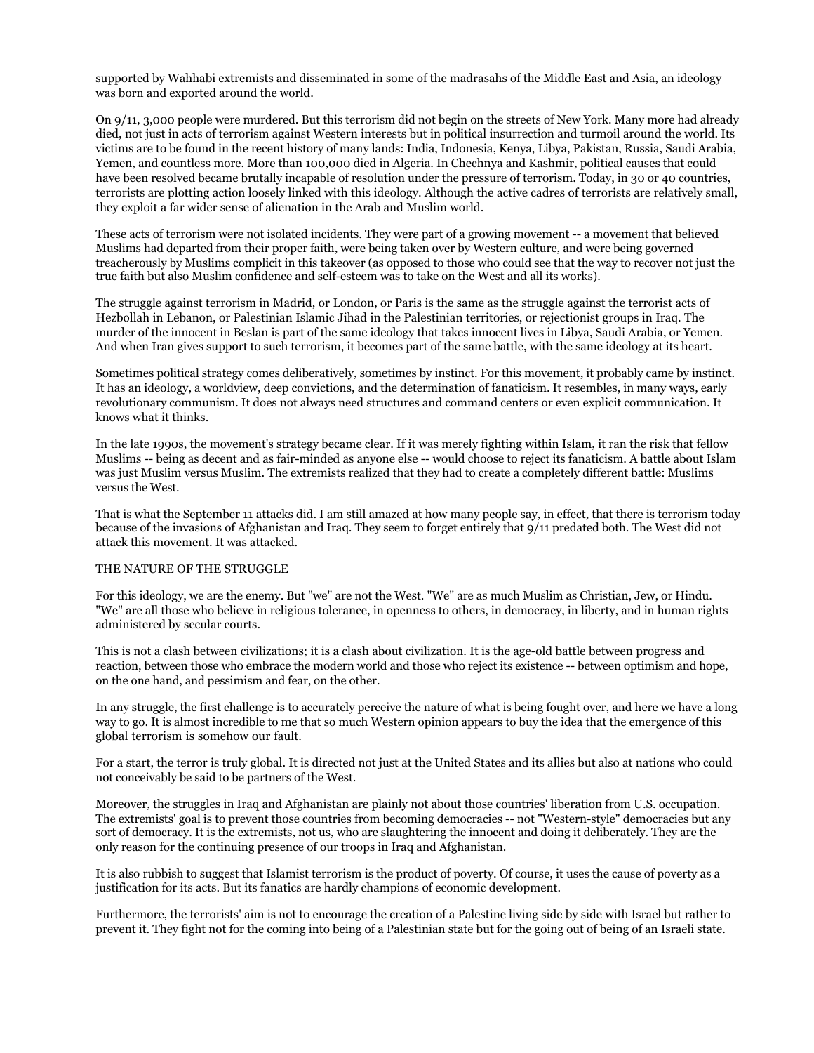supported by Wahhabi extremists and disseminated in some of the madrasahs of the Middle East and Asia, an ideology was born and exported around the world.

On 9/11, 3,000 people were murdered. But this terrorism did not begin on the streets of New York. Many more had already died, not just in acts of terrorism against Western interests but in political insurrection and turmoil around the world. Its victims are to be found in the recent history of many lands: India, Indonesia, Kenya, Libya, Pakistan, Russia, Saudi Arabia, Yemen, and countless more. More than 100,000 died in Algeria. In Chechnya and Kashmir, political causes that could have been resolved became brutally incapable of resolution under the pressure of terrorism. Today, in 30 or 40 countries, terrorists are plotting action loosely linked with this ideology. Although the active cadres of terrorists are relatively small, they exploit a far wider sense of alienation in the Arab and Muslim world.

These acts of terrorism were not isolated incidents. They were part of a growing movement -- a movement that believed Muslims had departed from their proper faith, were being taken over by Western culture, and were being governed treacherously by Muslims complicit in this takeover (as opposed to those who could see that the way to recover not just the true faith but also Muslim confidence and self-esteem was to take on the West and all its works).

The struggle against terrorism in Madrid, or London, or Paris is the same as the struggle against the terrorist acts of Hezbollah in Lebanon, or Palestinian Islamic Jihad in the Palestinian territories, or rejectionist groups in Iraq. The murder of the innocent in Beslan is part of the same ideology that takes innocent lives in Libya, Saudi Arabia, or Yemen. And when Iran gives support to such terrorism, it becomes part of the same battle, with the same ideology at its heart.

Sometimes political strategy comes deliberatively, sometimes by instinct. For this movement, it probably came by instinct. It has an ideology, a worldview, deep convictions, and the determination of fanaticism. It resembles, in many ways, early revolutionary communism. It does not always need structures and command centers or even explicit communication. It knows what it thinks.

In the late 1990s, the movement's strategy became clear. If it was merely fighting within Islam, it ran the risk that fellow Muslims -- being as decent and as fair-minded as anyone else -- would choose to reject its fanaticism. A battle about Islam was just Muslim versus Muslim. The extremists realized that they had to create a completely different battle: Muslims versus the West.

That is what the September 11 attacks did. I am still amazed at how many people say, in effect, that there is terrorism today because of the invasions of Afghanistan and Iraq. They seem to forget entirely that 9/11 predated both. The West did not attack this movement. It was attacked.

## THE NATURE OF THE STRUGGLE

For this ideology, we are the enemy. But "we" are not the West. "We" are as much Muslim as Christian, Jew, or Hindu. "We" are all those who believe in religious tolerance, in openness to others, in democracy, in liberty, and in human rights administered by secular courts.

This is not a clash between civilizations; it is a clash about civilization. It is the age-old battle between progress and reaction, between those who embrace the modern world and those who reject its existence -- between optimism and hope, on the one hand, and pessimism and fear, on the other.

In any struggle, the first challenge is to accurately perceive the nature of what is being fought over, and here we have a long way to go. It is almost incredible to me that so much Western opinion appears to buy the idea that the emergence of this global terrorism is somehow our fault.

For a start, the terror is truly global. It is directed not just at the United States and its allies but also at nations who could not conceivably be said to be partners of the West.

Moreover, the struggles in Iraq and Afghanistan are plainly not about those countries' liberation from U.S. occupation. The extremists' goal is to prevent those countries from becoming democracies -- not "Western-style" democracies but any sort of democracy. It is the extremists, not us, who are slaughtering the innocent and doing it deliberately. They are the only reason for the continuing presence of our troops in Iraq and Afghanistan.

It is also rubbish to suggest that Islamist terrorism is the product of poverty. Of course, it uses the cause of poverty as a justification for its acts. But its fanatics are hardly champions of economic development.

Furthermore, the terrorists' aim is not to encourage the creation of a Palestine living side by side with Israel but rather to prevent it. They fight not for the coming into being of a Palestinian state but for the going out of being of an Israeli state.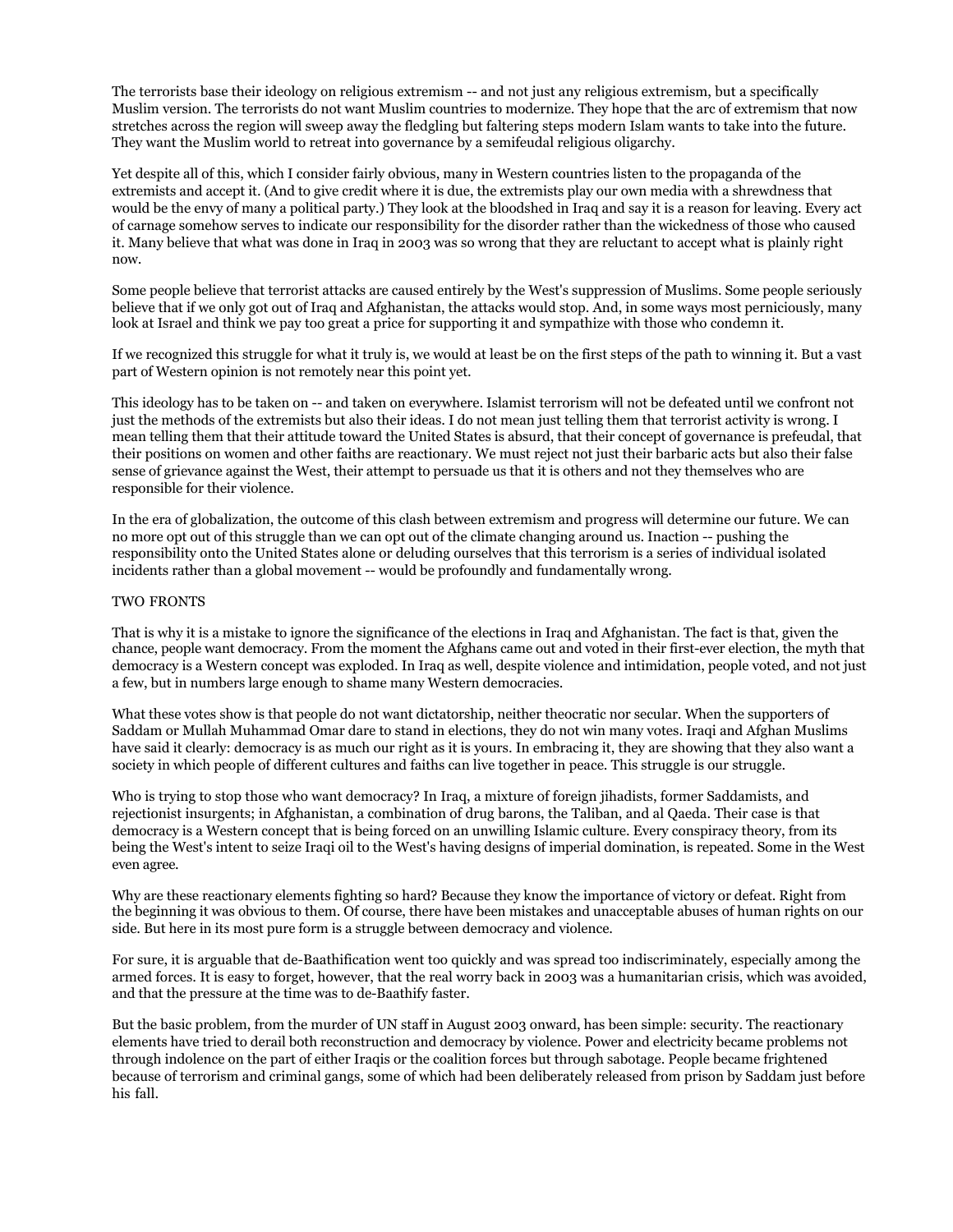The terrorists base their ideology on religious extremism -- and not just any religious extremism, but a specifically Muslim version. The terrorists do not want Muslim countries to modernize. They hope that the arc of extremism that now stretches across the region will sweep away the fledgling but faltering steps modern Islam wants to take into the future. They want the Muslim world to retreat into governance by a semifeudal religious oligarchy.

Yet despite all of this, which I consider fairly obvious, many in Western countries listen to the propaganda of the extremists and accept it. (And to give credit where it is due, the extremists play our own media with a shrewdness that would be the envy of many a political party.) They look at the bloodshed in Iraq and say it is a reason for leaving. Every act of carnage somehow serves to indicate our responsibility for the disorder rather than the wickedness of those who caused it. Many believe that what was done in Iraq in 2003 was so wrong that they are reluctant to accept what is plainly right now.

Some people believe that terrorist attacks are caused entirely by the West's suppression of Muslims. Some people seriously believe that if we only got out of Iraq and Afghanistan, the attacks would stop. And, in some ways most perniciously, many look at Israel and think we pay too great a price for supporting it and sympathize with those who condemn it.

If we recognized this struggle for what it truly is, we would at least be on the first steps of the path to winning it. But a vast part of Western opinion is not remotely near this point yet.

This ideology has to be taken on -- and taken on everywhere. Islamist terrorism will not be defeated until we confront not just the methods of the extremists but also their ideas. I do not mean just telling them that terrorist activity is wrong. I mean telling them that their attitude toward the United States is absurd, that their concept of governance is prefeudal, that their positions on women and other faiths are reactionary. We must reject not just their barbaric acts but also their false sense of grievance against the West, their attempt to persuade us that it is others and not they themselves who are responsible for their violence.

In the era of globalization, the outcome of this clash between extremism and progress will determine our future. We can no more opt out of this struggle than we can opt out of the climate changing around us. Inaction -- pushing the responsibility onto the United States alone or deluding ourselves that this terrorism is a series of individual isolated incidents rather than a global movement -- would be profoundly and fundamentally wrong.

## TWO FRONTS

That is why it is a mistake to ignore the significance of the elections in Iraq and Afghanistan. The fact is that, given the chance, people want democracy. From the moment the Afghans came out and voted in their first-ever election, the myth that democracy is a Western concept was exploded. In Iraq as well, despite violence and intimidation, people voted, and not just a few, but in numbers large enough to shame many Western democracies.

What these votes show is that people do not want dictatorship, neither theocratic nor secular. When the supporters of Saddam or Mullah Muhammad Omar dare to stand in elections, they do not win many votes. Iraqi and Afghan Muslims have said it clearly: democracy is as much our right as it is yours. In embracing it, they are showing that they also want a society in which people of different cultures and faiths can live together in peace. This struggle is our struggle.

Who is trying to stop those who want democracy? In Iraq, a mixture of foreign jihadists, former Saddamists, and rejectionist insurgents; in Afghanistan, a combination of drug barons, the Taliban, and al Qaeda. Their case is that democracy is a Western concept that is being forced on an unwilling Islamic culture. Every conspiracy theory, from its being the West's intent to seize Iraqi oil to the West's having designs of imperial domination, is repeated. Some in the West even agree.

Why are these reactionary elements fighting so hard? Because they know the importance of victory or defeat. Right from the beginning it was obvious to them. Of course, there have been mistakes and unacceptable abuses of human rights on our side. But here in its most pure form is a struggle between democracy and violence.

For sure, it is arguable that de-Baathification went too quickly and was spread too indiscriminately, especially among the armed forces. It is easy to forget, however, that the real worry back in 2003 was a humanitarian crisis, which was avoided, and that the pressure at the time was to de-Baathify faster.

But the basic problem, from the murder of UN staff in August 2003 onward, has been simple: security. The reactionary elements have tried to derail both reconstruction and democracy by violence. Power and electricity became problems not through indolence on the part of either Iraqis or the coalition forces but through sabotage. People became frightened because of terrorism and criminal gangs, some of which had been deliberately released from prison by Saddam just before his fall.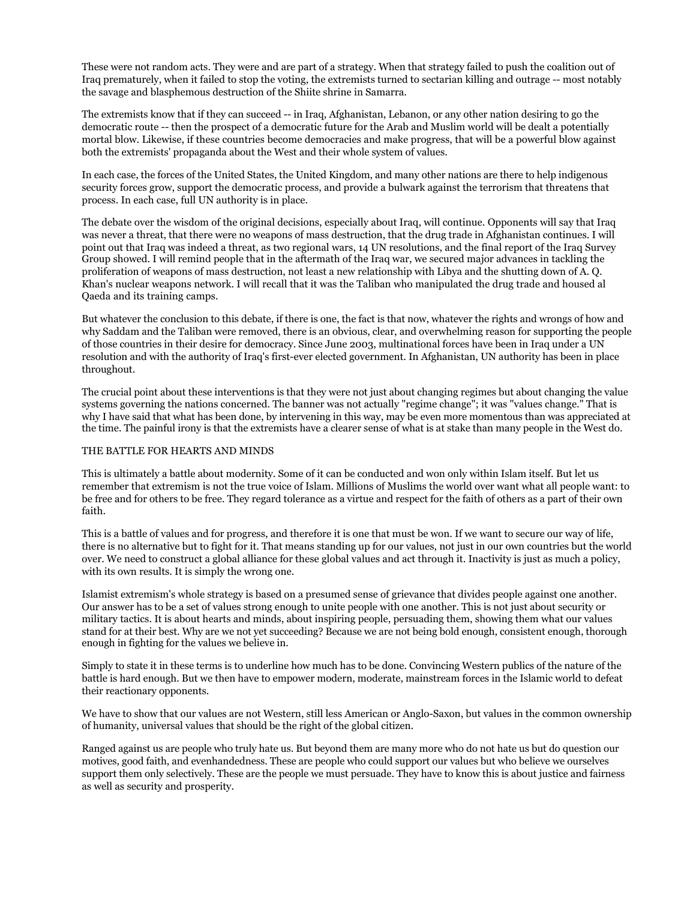These were not random acts. They were and are part of a strategy. When that strategy failed to push the coalition out of Iraq prematurely, when it failed to stop the voting, the extremists turned to sectarian killing and outrage -- most notably the savage and blasphemous destruction of the Shiite shrine in Samarra.

The extremists know that if they can succeed -- in Iraq, Afghanistan, Lebanon, or any other nation desiring to go the democratic route -- then the prospect of a democratic future for the Arab and Muslim world will be dealt a potentially mortal blow. Likewise, if these countries become democracies and make progress, that will be a powerful blow against both the extremists' propaganda about the West and their whole system of values.

In each case, the forces of the United States, the United Kingdom, and many other nations are there to help indigenous security forces grow, support the democratic process, and provide a bulwark against the terrorism that threatens that process. In each case, full UN authority is in place.

The debate over the wisdom of the original decisions, especially about Iraq, will continue. Opponents will say that Iraq was never a threat, that there were no weapons of mass destruction, that the drug trade in Afghanistan continues. I will point out that Iraq was indeed a threat, as two regional wars, 14 UN resolutions, and the final report of the Iraq Survey Group showed. I will remind people that in the aftermath of the Iraq war, we secured major advances in tackling the proliferation of weapons of mass destruction, not least a new relationship with Libya and the shutting down of A. Q. Khan's nuclear weapons network. I will recall that it was the Taliban who manipulated the drug trade and housed al Qaeda and its training camps.

But whatever the conclusion to this debate, if there is one, the fact is that now, whatever the rights and wrongs of how and why Saddam and the Taliban were removed, there is an obvious, clear, and overwhelming reason for supporting the people of those countries in their desire for democracy. Since June 2003, multinational forces have been in Iraq under a UN resolution and with the authority of Iraq's first-ever elected government. In Afghanistan, UN authority has been in place throughout.

The crucial point about these interventions is that they were not just about changing regimes but about changing the value systems governing the nations concerned. The banner was not actually "regime change"; it was "values change." That is why I have said that what has been done, by intervening in this way, may be even more momentous than was appreciated at the time. The painful irony is that the extremists have a clearer sense of what is at stake than many people in the West do.

## THE BATTLE FOR HEARTS AND MINDS

This is ultimately a battle about modernity. Some of it can be conducted and won only within Islam itself. But let us remember that extremism is not the true voice of Islam. Millions of Muslims the world over want what all people want: to be free and for others to be free. They regard tolerance as a virtue and respect for the faith of others as a part of their own faith.

This is a battle of values and for progress, and therefore it is one that must be won. If we want to secure our way of life, there is no alternative but to fight for it. That means standing up for our values, not just in our own countries but the world over. We need to construct a global alliance for these global values and act through it. Inactivity is just as much a policy, with its own results. It is simply the wrong one.

Islamist extremism's whole strategy is based on a presumed sense of grievance that divides people against one another. Our answer has to be a set of values strong enough to unite people with one another. This is not just about security or military tactics. It is about hearts and minds, about inspiring people, persuading them, showing them what our values stand for at their best. Why are we not yet succeeding? Because we are not being bold enough, consistent enough, thorough enough in fighting for the values we believe in.

Simply to state it in these terms is to underline how much has to be done. Convincing Western publics of the nature of the battle is hard enough. But we then have to empower modern, moderate, mainstream forces in the Islamic world to defeat their reactionary opponents.

We have to show that our values are not Western, still less American or Anglo-Saxon, but values in the common ownership of humanity, universal values that should be the right of the global citizen.

Ranged against us are people who truly hate us. But beyond them are many more who do not hate us but do question our motives, good faith, and evenhandedness. These are people who could support our values but who believe we ourselves support them only selectively. These are the people we must persuade. They have to know this is about justice and fairness as well as security and prosperity.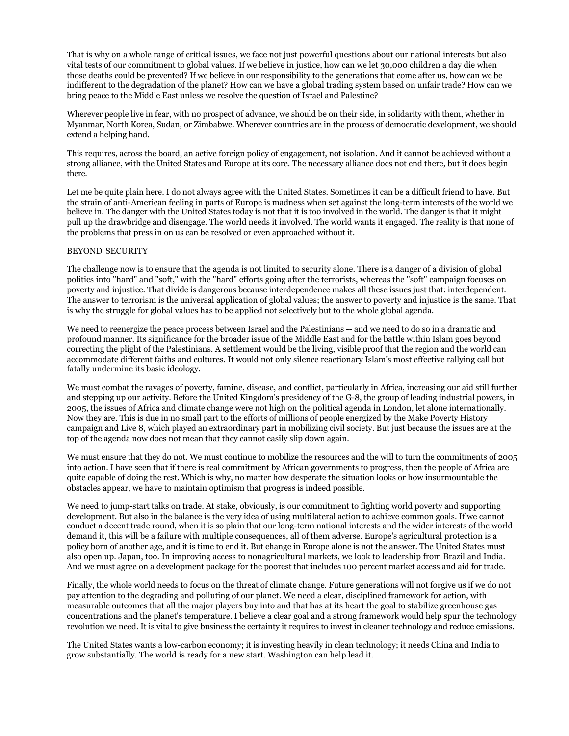That is why on a whole range of critical issues, we face not just powerful questions about our national interests but also vital tests of our commitment to global values. If we believe in justice, how can we let 30,000 children a day die when those deaths could be prevented? If we believe in our responsibility to the generations that come after us, how can we be indifferent to the degradation of the planet? How can we have a global trading system based on unfair trade? How can we bring peace to the Middle East unless we resolve the question of Israel and Palestine?

Wherever people live in fear, with no prospect of advance, we should be on their side, in solidarity with them, whether in Myanmar, North Korea, Sudan, or Zimbabwe. Wherever countries are in the process of democratic development, we should extend a helping hand.

This requires, across the board, an active foreign policy of engagement, not isolation. And it cannot be achieved without a strong alliance, with the United States and Europe at its core. The necessary alliance does not end there, but it does begin there.

Let me be quite plain here. I do not always agree with the United States. Sometimes it can be a difficult friend to have. But the strain of anti-American feeling in parts of Europe is madness when set against the long-term interests of the world we believe in. The danger with the United States today is not that it is too involved in the world. The danger is that it might pull up the drawbridge and disengage. The world needs it involved. The world wants it engaged. The reality is that none of the problems that press in on us can be resolved or even approached without it.

## BEYOND SECURITY

The challenge now is to ensure that the agenda is not limited to security alone. There is a danger of a division of global politics into "hard" and "soft," with the "hard" efforts going after the terrorists, whereas the "soft" campaign focuses on poverty and injustice. That divide is dangerous because interdependence makes all these issues just that: interdependent. The answer to terrorism is the universal application of global values; the answer to poverty and injustice is the same. That is why the struggle for global values has to be applied not selectively but to the whole global agenda.

We need to reenergize the peace process between Israel and the Palestinians -- and we need to do so in a dramatic and profound manner. Its significance for the broader issue of the Middle East and for the battle within Islam goes beyond correcting the plight of the Palestinians. A settlement would be the living, visible proof that the region and the world can accommodate different faiths and cultures. It would not only silence reactionary Islam's most effective rallying call but fatally undermine its basic ideology.

We must combat the ravages of poverty, famine, disease, and conflict, particularly in Africa, increasing our aid still further and stepping up our activity. Before the United Kingdom's presidency of the G-8, the group of leading industrial powers, in 2005, the issues of Africa and climate change were not high on the political agenda in London, let alone internationally. Now they are. This is due in no small part to the efforts of millions of people energized by the Make Poverty History campaign and Live 8, which played an extraordinary part in mobilizing civil society. But just because the issues are at the top of the agenda now does not mean that they cannot easily slip down again.

We must ensure that they do not. We must continue to mobilize the resources and the will to turn the commitments of 2005 into action. I have seen that if there is real commitment by African governments to progress, then the people of Africa are quite capable of doing the rest. Which is why, no matter how desperate the situation looks or how insurmountable the obstacles appear, we have to maintain optimism that progress is indeed possible.

We need to jump-start talks on trade. At stake, obviously, is our commitment to fighting world poverty and supporting development. But also in the balance is the very idea of using multilateral action to achieve common goals. If we cannot conduct a decent trade round, when it is so plain that our long-term national interests and the wider interests of the world demand it, this will be a failure with multiple consequences, all of them adverse. Europe's agricultural protection is a policy born of another age, and it is time to end it. But change in Europe alone is not the answer. The United States must also open up. Japan, too. In improving access to nonagricultural markets, we look to leadership from Brazil and India. And we must agree on a development package for the poorest that includes 100 percent market access and aid for trade.

Finally, the whole world needs to focus on the threat of climate change. Future generations will not forgive us if we do not pay attention to the degrading and polluting of our planet. We need a clear, disciplined framework for action, with measurable outcomes that all the major players buy into and that has at its heart the goal to stabilize greenhouse gas concentrations and the planet's temperature. I believe a clear goal and a strong framework would help spur the technology revolution we need. It is vital to give business the certainty it requires to invest in cleaner technology and reduce emissions.

The United States wants a low-carbon economy; it is investing heavily in clean technology; it needs China and India to grow substantially. The world is ready for a new start. Washington can help lead it.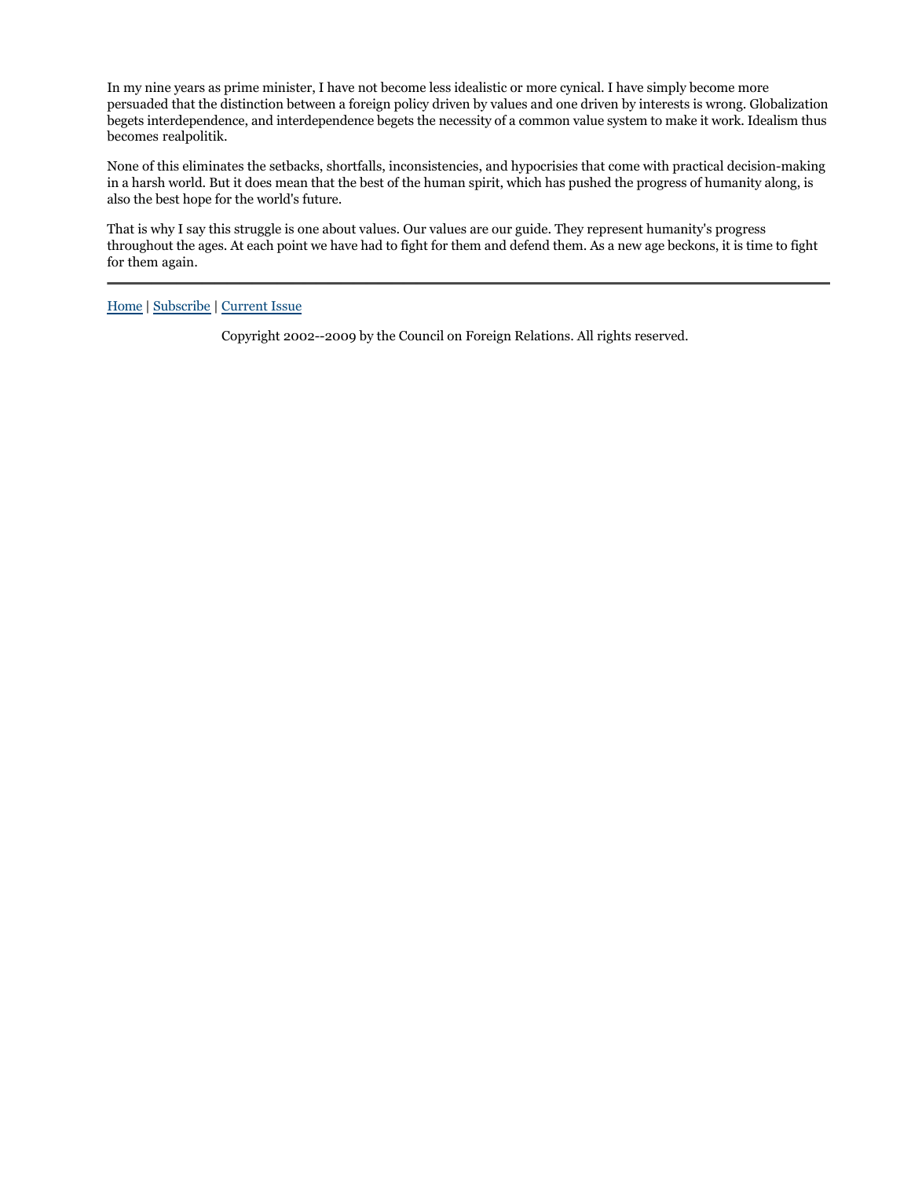In my nine years as prime minister, I have not become less idealistic or more cynical. I have simply become more persuaded that the distinction between a foreign policy driven by values and one driven by interests is wrong. Globalization begets interdependence, and interdependence begets the necessity of a common value system to make it work. Idealism thus becomes realpolitik.

None of this eliminates the setbacks, shortfalls, inconsistencies, and hypocrisies that come with practical decision-making in a harsh world. But it does mean that the best of the human spirit, which has pushed the progress of humanity along, is also the best hope for the world's future.

That is why I say this struggle is one about values. Our values are our guide. They represent humanity's progress throughout the ages. At each point we have had to fight for them and defend them. As a new age beckons, it is time to fight for them again.

---

Home | Subscribe | Current Issue

Copyright 2002--2009 by the Council on Foreign Relations. All rights reserved.